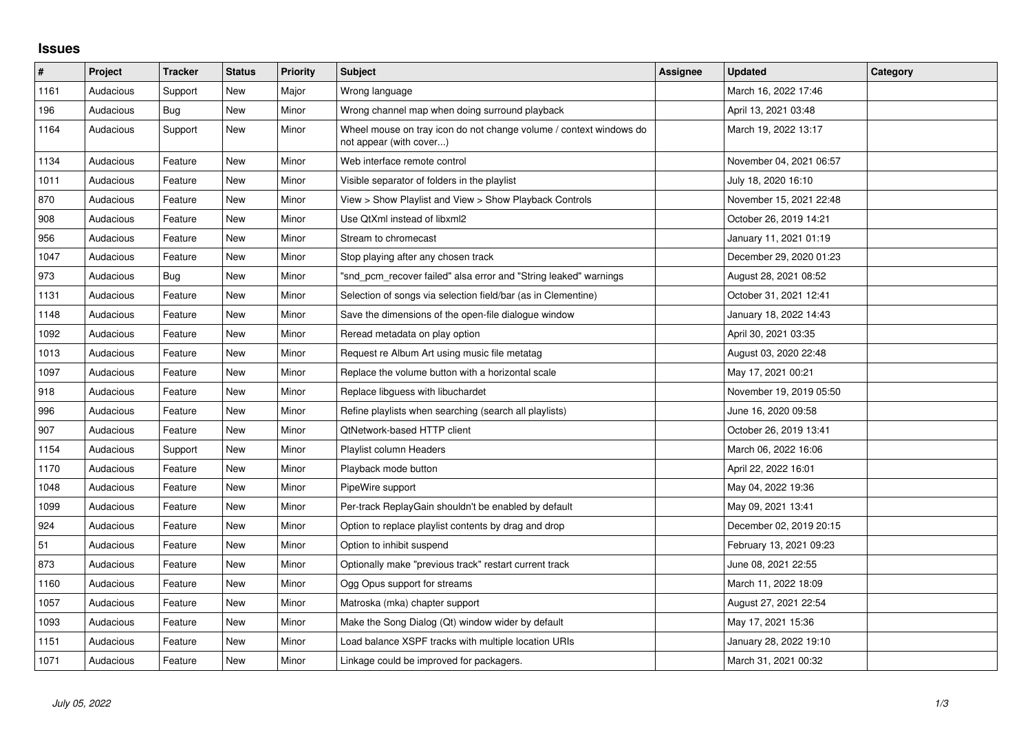## Issues

| # | Project | Tracker | Status | Priority | Subject | Assignee | Updated | Category |
|---|---|---|---|---|---|---|---|---|
| 1161 | Audacious | Support | New | Major | Wrong language | | March 16, 2022 17:46 | |
| 196 | Audacious | Bug | New | Minor | Wrong channel map when doing surround playback | | April 13, 2021 03:48 | |
| 1164 | Audacious | Support | New | Minor | Wheel mouse on tray icon do not change volume / context windows do not appear (with cover...) | | March 19, 2022 13:17 | |
| 1134 | Audacious | Feature | New | Minor | Web interface remote control | | November 04, 2021 06:57 | |
| 1011 | Audacious | Feature | New | Minor | Visible separator of folders in the playlist | | July 18, 2020 16:10 | |
| 870 | Audacious | Feature | New | Minor | View > Show Playlist and View > Show Playback Controls | | November 15, 2021 22:48 | |
| 908 | Audacious | Feature | New | Minor | Use QtXml instead of libxml2 | | October 26, 2019 14:21 | |
| 956 | Audacious | Feature | New | Minor | Stream to chromecast | | January 11, 2021 01:19 | |
| 1047 | Audacious | Feature | New | Minor | Stop playing after any chosen track | | December 29, 2020 01:23 | |
| 973 | Audacious | Bug | New | Minor | "snd_pcm_recover failed" alsa error and "String leaked" warnings | | August 28, 2021 08:52 | |
| 1131 | Audacious | Feature | New | Minor | Selection of songs via selection field/bar (as in Clementine) | | October 31, 2021 12:41 | |
| 1148 | Audacious | Feature | New | Minor | Save the dimensions of the open-file dialogue window | | January 18, 2022 14:43 | |
| 1092 | Audacious | Feature | New | Minor | Reread metadata on play option | | April 30, 2021 03:35 | |
| 1013 | Audacious | Feature | New | Minor | Request re Album Art using music file metatag | | August 03, 2020 22:48 | |
| 1097 | Audacious | Feature | New | Minor | Replace the volume button with a horizontal scale | | May 17, 2021 00:21 | |
| 918 | Audacious | Feature | New | Minor | Replace libguess with libuchardet | | November 19, 2019 05:50 | |
| 996 | Audacious | Feature | New | Minor | Refine playlists when searching (search all playlists) | | June 16, 2020 09:58 | |
| 907 | Audacious | Feature | New | Minor | QtNetwork-based HTTP client | | October 26, 2019 13:41 | |
| 1154 | Audacious | Support | New | Minor | Playlist column Headers | | March 06, 2022 16:06 | |
| 1170 | Audacious | Feature | New | Minor | Playback mode button | | April 22, 2022 16:01 | |
| 1048 | Audacious | Feature | New | Minor | PipeWire support | | May 04, 2022 19:36 | |
| 1099 | Audacious | Feature | New | Minor | Per-track ReplayGain shouldn't be enabled by default | | May 09, 2021 13:41 | |
| 924 | Audacious | Feature | New | Minor | Option to replace playlist contents by drag and drop | | December 02, 2019 20:15 | |
| 51 | Audacious | Feature | New | Minor | Option to inhibit suspend | | February 13, 2021 09:23 | |
| 873 | Audacious | Feature | New | Minor | Optionally make "previous track" restart current track | | June 08, 2021 22:55 | |
| 1160 | Audacious | Feature | New | Minor | Ogg Opus support for streams | | March 11, 2022 18:09 | |
| 1057 | Audacious | Feature | New | Minor | Matroska (mka) chapter support | | August 27, 2021 22:54 | |
| 1093 | Audacious | Feature | New | Minor | Make the Song Dialog (Qt) window wider by default | | May 17, 2021 15:36 | |
| 1151 | Audacious | Feature | New | Minor | Load balance XSPF tracks with multiple location URIs | | January 28, 2022 19:10 | |
| 1071 | Audacious | Feature | New | Minor | Linkage could be improved for packagers. | | March 31, 2021 00:32 | |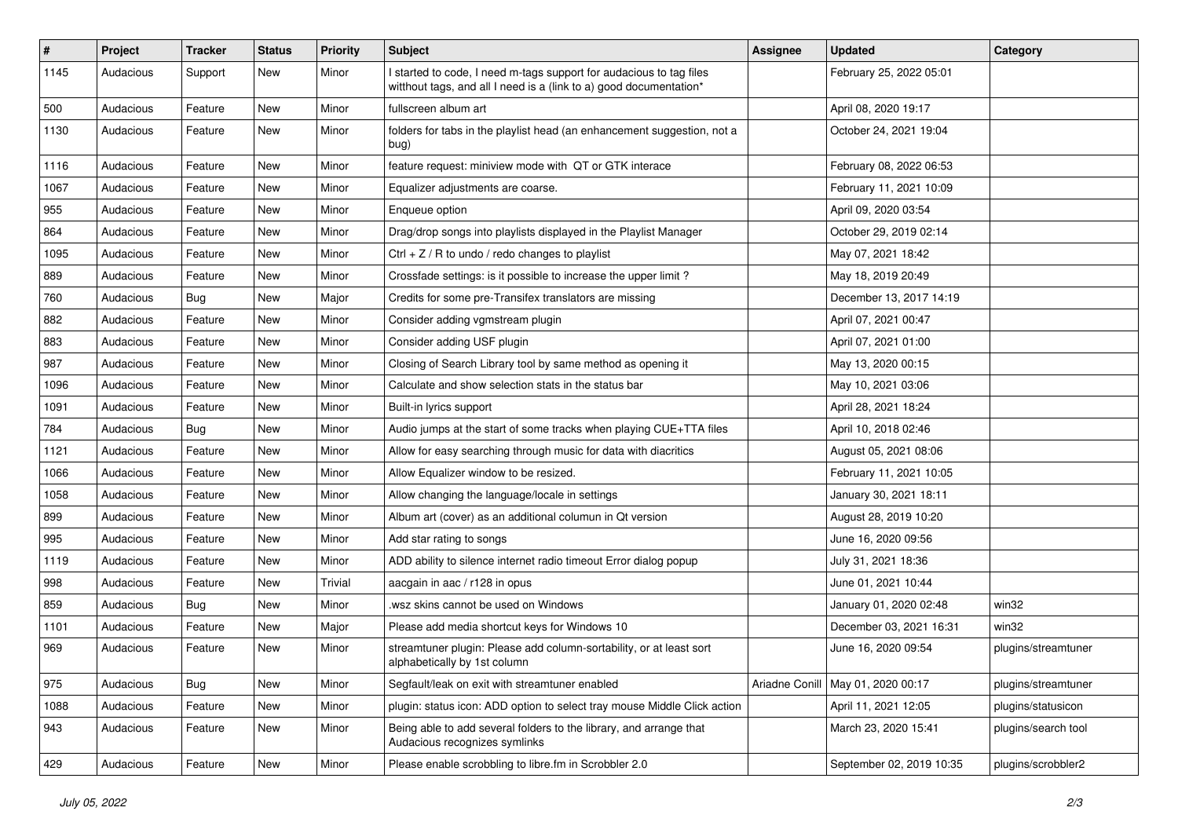| # | Project | Tracker | Status | Priority | Subject | Assignee | Updated | Category |
|---|---|---|---|---|---|---|---|---|
| 1145 | Audacious | Support | New | Minor | I started to code, I need m-tags support for audacious to tag files witthout tags, and all I need is a (link to a) good documentation* | | February 25, 2022 05:01 | |
| 500 | Audacious | Feature | New | Minor | fullscreen album art | | April 08, 2020 19:17 | |
| 1130 | Audacious | Feature | New | Minor | folders for tabs in the playlist head (an enhancement suggestion, not a bug) | | October 24, 2021 19:04 | |
| 1116 | Audacious | Feature | New | Minor | feature request: miniview mode with QT or GTK interace | | February 08, 2022 06:53 | |
| 1067 | Audacious | Feature | New | Minor | Equalizer adjustments are coarse. | | February 11, 2021 10:09 | |
| 955 | Audacious | Feature | New | Minor | Enqueue option | | April 09, 2020 03:54 | |
| 864 | Audacious | Feature | New | Minor | Drag/drop songs into playlists displayed in the Playlist Manager | | October 29, 2019 02:14 | |
| 1095 | Audacious | Feature | New | Minor | Ctrl + Z / R to undo / redo changes to playlist | | May 07, 2021 18:42 | |
| 889 | Audacious | Feature | New | Minor | Crossfade settings: is it possible to increase the upper limit ? | | May 18, 2019 20:49 | |
| 760 | Audacious | Bug | New | Major | Credits for some pre-Transifex translators are missing | | December 13, 2017 14:19 | |
| 882 | Audacious | Feature | New | Minor | Consider adding vgmstream plugin | | April 07, 2021 00:47 | |
| 883 | Audacious | Feature | New | Minor | Consider adding USF plugin | | April 07, 2021 01:00 | |
| 987 | Audacious | Feature | New | Minor | Closing of Search Library tool by same method as opening it | | May 13, 2020 00:15 | |
| 1096 | Audacious | Feature | New | Minor | Calculate and show selection stats in the status bar | | May 10, 2021 03:06 | |
| 1091 | Audacious | Feature | New | Minor | Built-in lyrics support | | April 28, 2021 18:24 | |
| 784 | Audacious | Bug | New | Minor | Audio jumps at the start of some tracks when playing CUE+TTA files | | April 10, 2018 02:46 | |
| 1121 | Audacious | Feature | New | Minor | Allow for easy searching through music for data with diacritics | | August 05, 2021 08:06 | |
| 1066 | Audacious | Feature | New | Minor | Allow Equalizer window to be resized. | | February 11, 2021 10:05 | |
| 1058 | Audacious | Feature | New | Minor | Allow changing the language/locale in settings | | January 30, 2021 18:11 | |
| 899 | Audacious | Feature | New | Minor | Album art (cover) as an additional columun in Qt version | | August 28, 2019 10:20 | |
| 995 | Audacious | Feature | New | Minor | Add star rating to songs | | June 16, 2020 09:56 | |
| 1119 | Audacious | Feature | New | Minor | ADD ability to silence internet radio timeout Error dialog popup | | July 31, 2021 18:36 | |
| 998 | Audacious | Feature | New | Trivial | aacgain in aac / r128 in opus | | June 01, 2021 10:44 | |
| 859 | Audacious | Bug | New | Minor | .wsz skins cannot be used on Windows | | January 01, 2020 02:48 | win32 |
| 1101 | Audacious | Feature | New | Major | Please add media shortcut keys for Windows 10 | | December 03, 2021 16:31 | win32 |
| 969 | Audacious | Feature | New | Minor | streamtuner plugin: Please add column-sortability, or at least sort alphabetically by 1st column | | June 16, 2020 09:54 | plugins/streamtuner |
| 975 | Audacious | Bug | New | Minor | Segfault/leak on exit with streamtuner enabled | Ariadne Conill | May 01, 2020 00:17 | plugins/streamtuner |
| 1088 | Audacious | Feature | New | Minor | plugin: status icon: ADD option to select tray mouse Middle Click action | | April 11, 2021 12:05 | plugins/statusicon |
| 943 | Audacious | Feature | New | Minor | Being able to add several folders to the library, and arrange that Audacious recognizes symlinks | | March 23, 2020 15:41 | plugins/search tool |
| 429 | Audacious | Feature | New | Minor | Please enable scrobbling to libre.fm in Scrobbler 2.0 | | September 02, 2019 10:35 | plugins/scrobbler2 |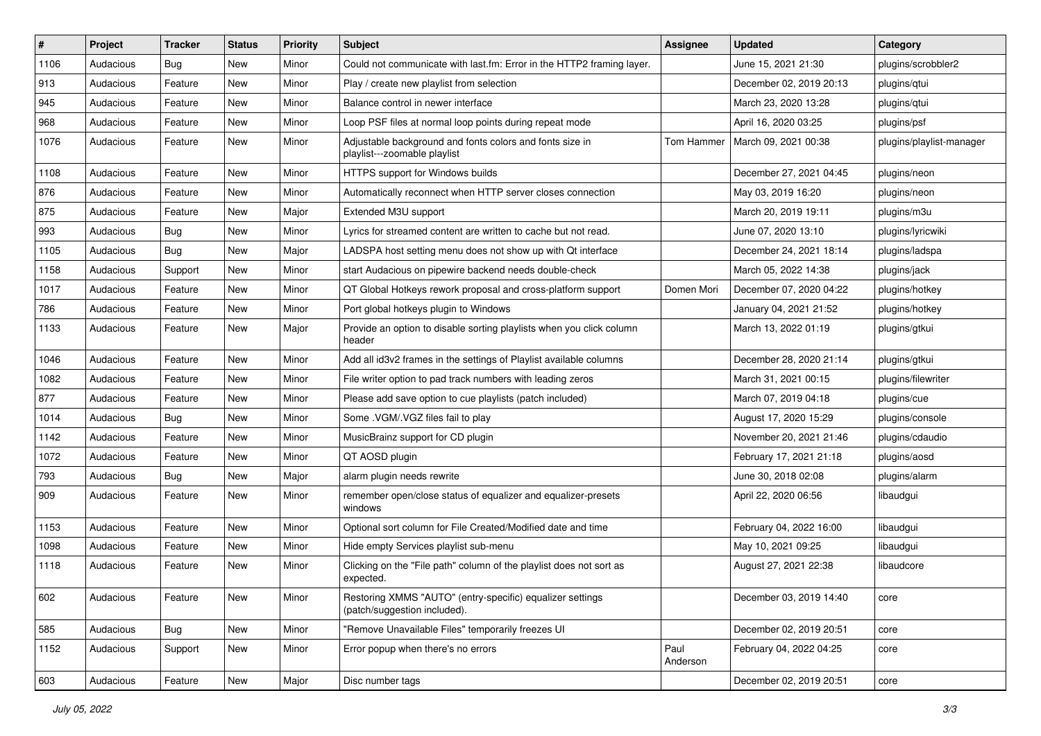| # | Project | Tracker | Status | Priority | Subject | Assignee | Updated | Category |
|---|---|---|---|---|---|---|---|---|
| 1106 | Audacious | Bug | New | Minor | Could not communicate with last.fm: Error in the HTTP2 framing layer. | | June 15, 2021 21:30 | plugins/scrobbler2 |
| 913 | Audacious | Feature | New | Minor | Play / create new playlist from selection | | December 02, 2019 20:13 | plugins/qtui |
| 945 | Audacious | Feature | New | Minor | Balance control in newer interface | | March 23, 2020 13:28 | plugins/qtui |
| 968 | Audacious | Feature | New | Minor | Loop PSF files at normal loop points during repeat mode | | April 16, 2020 03:25 | plugins/psf |
| 1076 | Audacious | Feature | New | Minor | Adjustable background and fonts colors and fonts size in playlist---zoomable playlist | Tom Hammer | March 09, 2021 00:38 | plugins/playlist-manager |
| 1108 | Audacious | Feature | New | Minor | HTTPS support for Windows builds | | December 27, 2021 04:45 | plugins/neon |
| 876 | Audacious | Feature | New | Minor | Automatically reconnect when HTTP server closes connection | | May 03, 2019 16:20 | plugins/neon |
| 875 | Audacious | Feature | New | Major | Extended M3U support | | March 20, 2019 19:11 | plugins/m3u |
| 993 | Audacious | Bug | New | Minor | Lyrics for streamed content are written to cache but not read. | | June 07, 2020 13:10 | plugins/lyricwiki |
| 1105 | Audacious | Bug | New | Major | LADSPA host setting menu does not show up with Qt interface | | December 24, 2021 18:14 | plugins/ladspa |
| 1158 | Audacious | Support | New | Minor | start Audacious on pipewire backend needs double-check | | March 05, 2022 14:38 | plugins/jack |
| 1017 | Audacious | Feature | New | Minor | QT Global Hotkeys rework proposal and cross-platform support | Domen Mori | December 07, 2020 04:22 | plugins/hotkey |
| 786 | Audacious | Feature | New | Minor | Port global hotkeys plugin to Windows | | January 04, 2021 21:52 | plugins/hotkey |
| 1133 | Audacious | Feature | New | Major | Provide an option to disable sorting playlists when you click column header | | March 13, 2022 01:19 | plugins/gtkui |
| 1046 | Audacious | Feature | New | Minor | Add all id3v2 frames in the settings of Playlist available columns | | December 28, 2020 21:14 | plugins/gtkui |
| 1082 | Audacious | Feature | New | Minor | File writer option to pad track numbers with leading zeros | | March 31, 2021 00:15 | plugins/filewriter |
| 877 | Audacious | Feature | New | Minor | Please add save option to cue playlists (patch included) | | March 07, 2019 04:18 | plugins/cue |
| 1014 | Audacious | Bug | New | Minor | Some .VGM/.VGZ files fail to play | | August 17, 2020 15:29 | plugins/console |
| 1142 | Audacious | Feature | New | Minor | MusicBrainz support for CD plugin | | November 20, 2021 21:46 | plugins/cdaudio |
| 1072 | Audacious | Feature | New | Minor | QT AOSD plugin | | February 17, 2021 21:18 | plugins/aosd |
| 793 | Audacious | Bug | New | Major | alarm plugin needs rewrite | | June 30, 2018 02:08 | plugins/alarm |
| 909 | Audacious | Feature | New | Minor | remember open/close status of equalizer and equalizer-presets windows | | April 22, 2020 06:56 | libaudgui |
| 1153 | Audacious | Feature | New | Minor | Optional sort column for File Created/Modified date and time | | February 04, 2022 16:00 | libaudgui |
| 1098 | Audacious | Feature | New | Minor | Hide empty Services playlist sub-menu | | May 10, 2021 09:25 | libaudgui |
| 1118 | Audacious | Feature | New | Minor | Clicking on the "File path" column of the playlist does not sort as expected. | | August 27, 2021 22:38 | libaudcore |
| 602 | Audacious | Feature | New | Minor | Restoring XMMS "AUTO" (entry-specific) equalizer settings (patch/suggestion included). | | December 03, 2019 14:40 | core |
| 585 | Audacious | Bug | New | Minor | "Remove Unavailable Files" temporarily freezes UI | | December 02, 2019 20:51 | core |
| 1152 | Audacious | Support | New | Minor | Error popup when there's no errors | Paul Anderson | February 04, 2022 04:25 | core |
| 603 | Audacious | Feature | New | Major | Disc number tags | | December 02, 2019 20:51 | core |

*July 05, 2022*